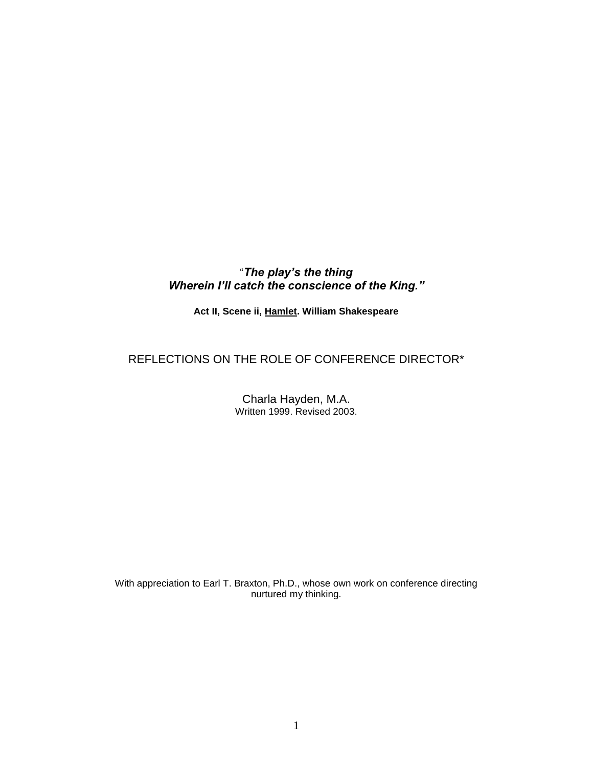"***The play's the thing***
***Wherein I'll catch the conscience of the King."***

**Act II, Scene ii, Hamlet. William Shakespeare**

# REFLECTIONS ON THE ROLE OF CONFERENCE DIRECTOR*

Charla Hayden, M.A.
Written 1999. Revised 2003.

With appreciation to Earl T. Braxton, Ph.D., whose own work on conference directing nurtured my thinking.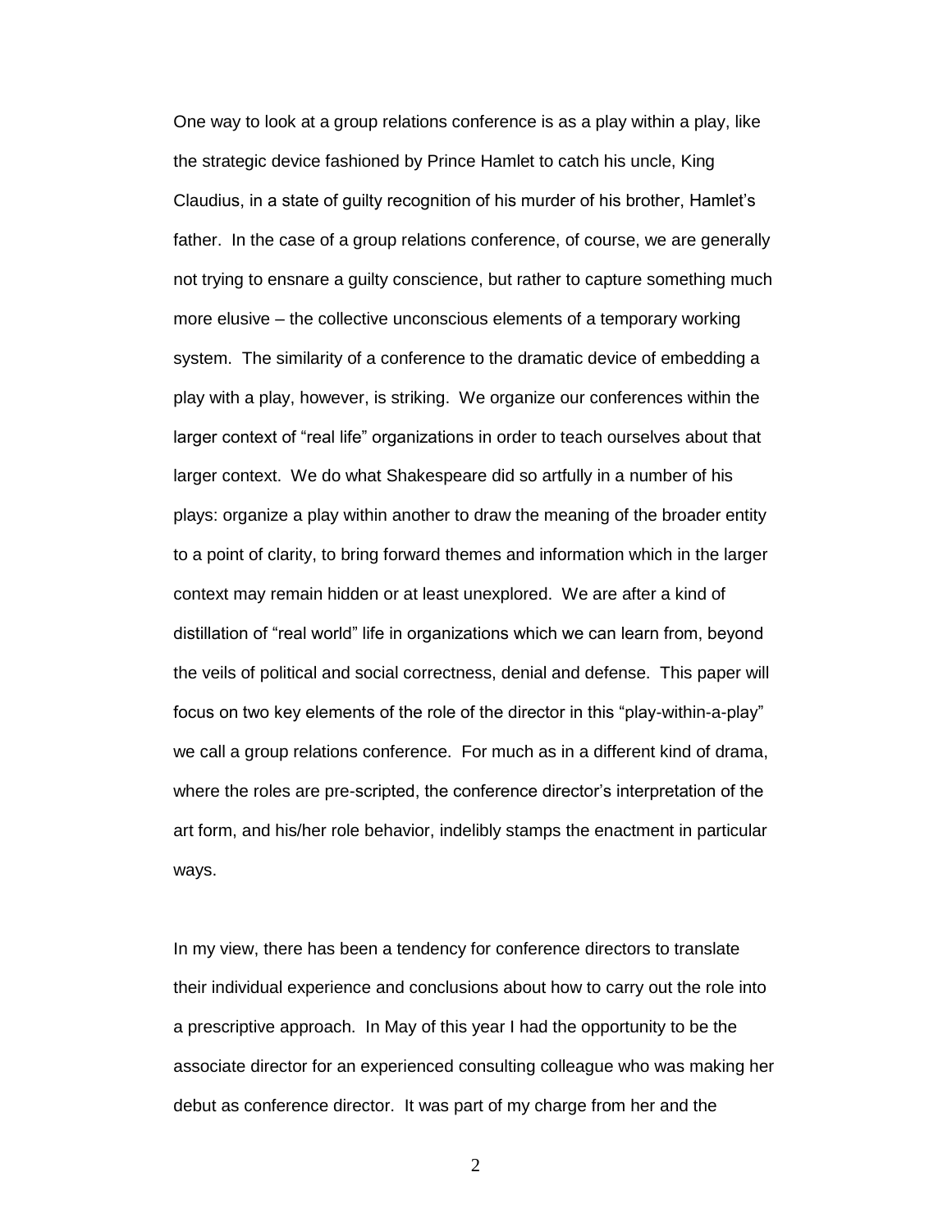One way to look at a group relations conference is as a play within a play, like the strategic device fashioned by Prince Hamlet to catch his uncle, King Claudius, in a state of guilty recognition of his murder of his brother, Hamlet's father. In the case of a group relations conference, of course, we are generally not trying to ensnare a guilty conscience, but rather to capture something much more elusive – the collective unconscious elements of a temporary working system. The similarity of a conference to the dramatic device of embedding a play with a play, however, is striking. We organize our conferences within the larger context of "real life" organizations in order to teach ourselves about that larger context. We do what Shakespeare did so artfully in a number of his plays: organize a play within another to draw the meaning of the broader entity to a point of clarity, to bring forward themes and information which in the larger context may remain hidden or at least unexplored. We are after a kind of distillation of "real world" life in organizations which we can learn from, beyond the veils of political and social correctness, denial and defense. This paper will focus on two key elements of the role of the director in this "play-within-a-play" we call a group relations conference. For much as in a different kind of drama, where the roles are pre-scripted, the conference director's interpretation of the art form, and his/her role behavior, indelibly stamps the enactment in particular ways.

In my view, there has been a tendency for conference directors to translate their individual experience and conclusions about how to carry out the role into a prescriptive approach. In May of this year I had the opportunity to be the associate director for an experienced consulting colleague who was making her debut as conference director. It was part of my charge from her and the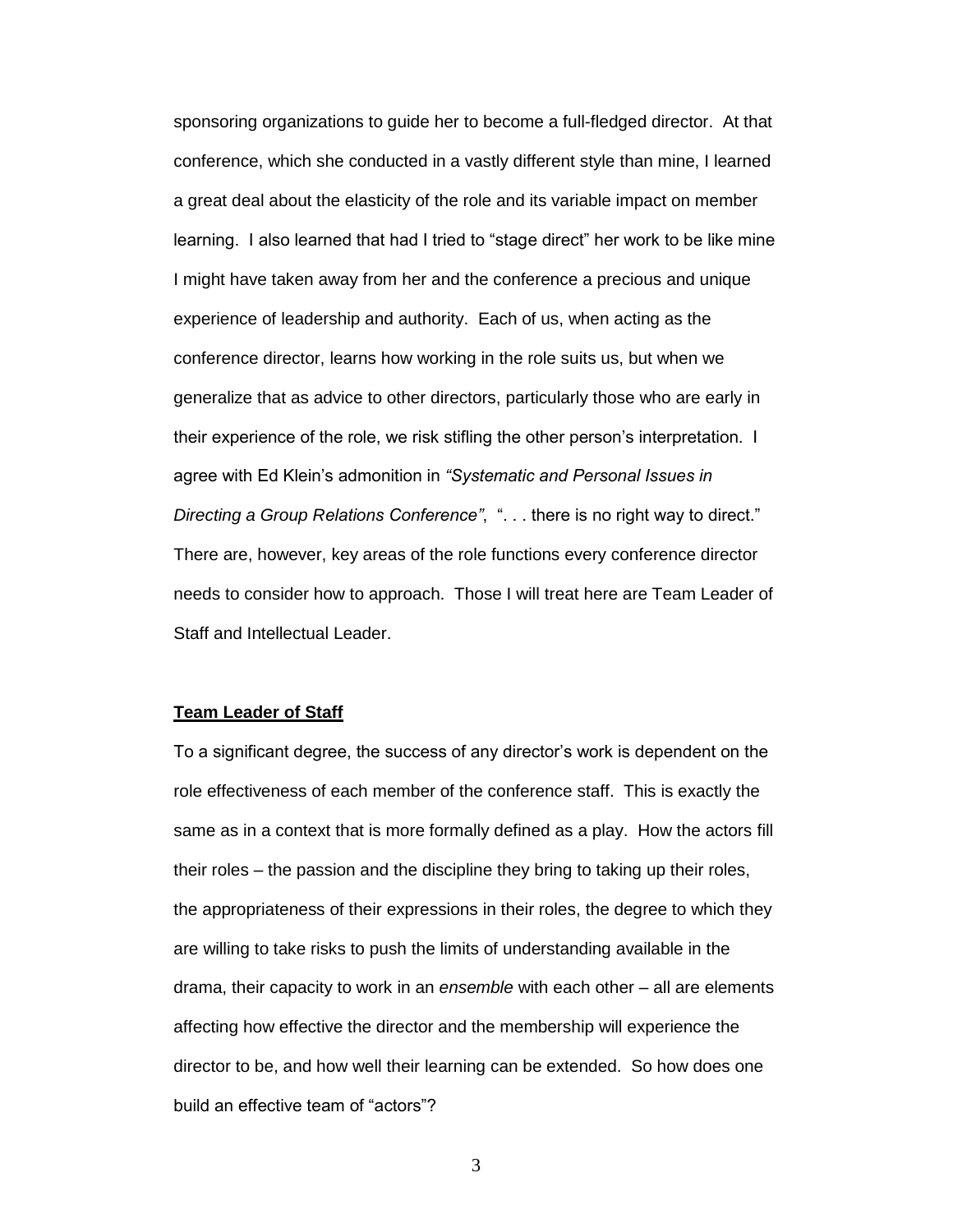sponsoring organizations to guide her to become a full-fledged director. At that conference, which she conducted in a vastly different style than mine, I learned a great deal about the elasticity of the role and its variable impact on member learning. I also learned that had I tried to "stage direct" her work to be like mine I might have taken away from her and the conference a precious and unique experience of leadership and authority. Each of us, when acting as the conference director, learns how working in the role suits us, but when we generalize that as advice to other directors, particularly those who are early in their experience of the role, we risk stifling the other person's interpretation. I agree with Ed Klein's admonition in *"Systematic and Personal Issues in Directing a Group Relations Conference"*, ". . . there is no right way to direct." There are, however, key areas of the role functions every conference director needs to consider how to approach. Those I will treat here are Team Leader of Staff and Intellectual Leader.

## Team Leader of Staff

To a significant degree, the success of any director's work is dependent on the role effectiveness of each member of the conference staff. This is exactly the same as in a context that is more formally defined as a play. How the actors fill their roles – the passion and the discipline they bring to taking up their roles, the appropriateness of their expressions in their roles, the degree to which they are willing to take risks to push the limits of understanding available in the drama, their capacity to work in an *ensemble* with each other – all are elements affecting how effective the director and the membership will experience the director to be, and how well their learning can be extended. So how does one build an effective team of "actors"?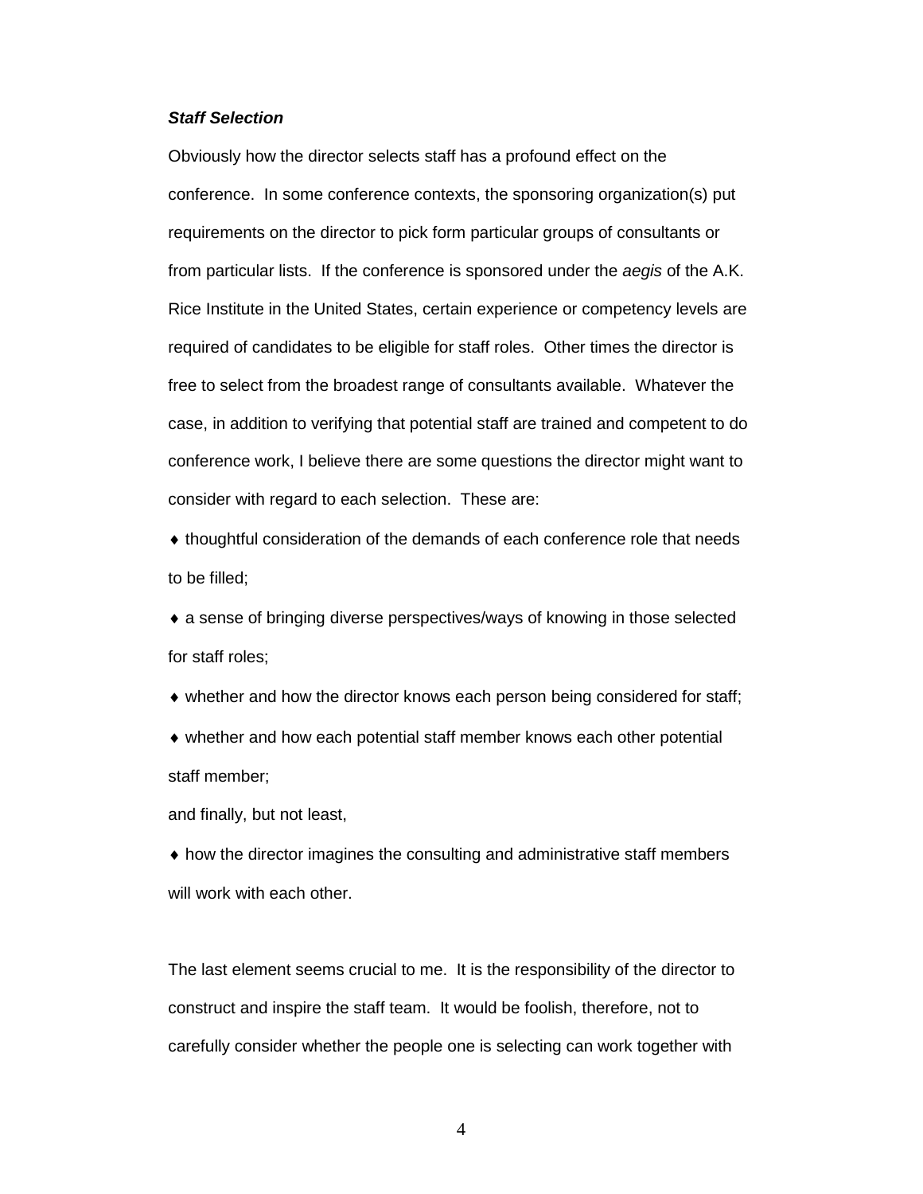***Staff Selection***

Obviously how the director selects staff has a profound effect on the conference. In some conference contexts, the sponsoring organization(s) put requirements on the director to pick form particular groups of consultants or from particular lists. If the conference is sponsored under the *aegis* of the A.K. Rice Institute in the United States, certain experience or competency levels are required of candidates to be eligible for staff roles. Other times the director is free to select from the broadest range of consultants available. Whatever the case, in addition to verifying that potential staff are trained and competent to do conference work, I believe there are some questions the director might want to consider with regard to each selection. These are:

♦ thoughtful consideration of the demands of each conference role that needs to be filled;

♦ a sense of bringing diverse perspectives/ways of knowing in those selected for staff roles;

♦ whether and how the director knows each person being considered for staff;

♦ whether and how each potential staff member knows each other potential staff member;

and finally, but not least,

♦ how the director imagines the consulting and administrative staff members will work with each other.

The last element seems crucial to me. It is the responsibility of the director to construct and inspire the staff team. It would be foolish, therefore, not to carefully consider whether the people one is selecting can work together with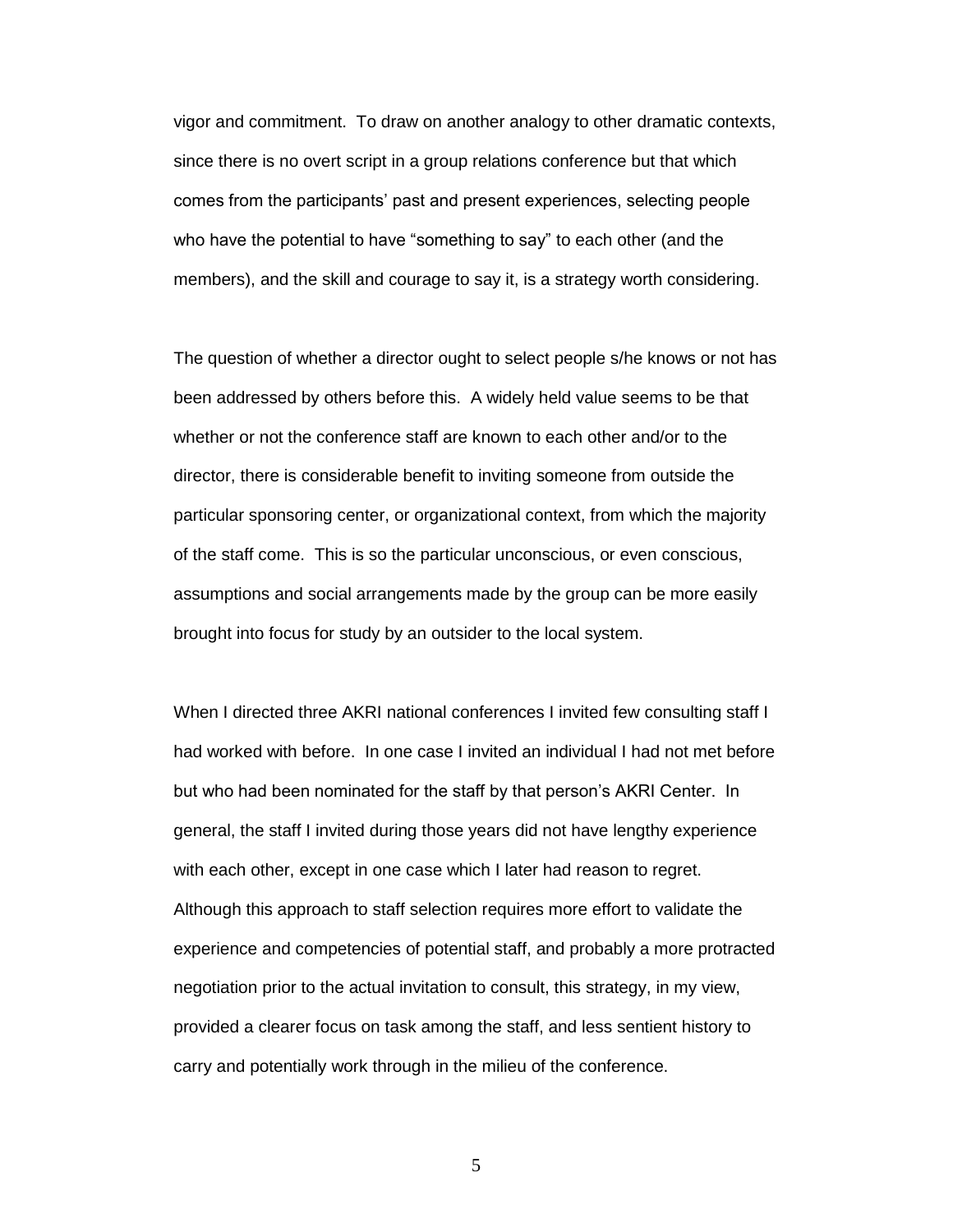vigor and commitment. To draw on another analogy to other dramatic contexts, since there is no overt script in a group relations conference but that which comes from the participants' past and present experiences, selecting people who have the potential to have "something to say" to each other (and the members), and the skill and courage to say it, is a strategy worth considering.

The question of whether a director ought to select people s/he knows or not has been addressed by others before this. A widely held value seems to be that whether or not the conference staff are known to each other and/or to the director, there is considerable benefit to inviting someone from outside the particular sponsoring center, or organizational context, from which the majority of the staff come. This is so the particular unconscious, or even conscious, assumptions and social arrangements made by the group can be more easily brought into focus for study by an outsider to the local system.

When I directed three AKRI national conferences I invited few consulting staff I had worked with before. In one case I invited an individual I had not met before but who had been nominated for the staff by that person's AKRI Center. In general, the staff I invited during those years did not have lengthy experience with each other, except in one case which I later had reason to regret. Although this approach to staff selection requires more effort to validate the experience and competencies of potential staff, and probably a more protracted negotiation prior to the actual invitation to consult, this strategy, in my view, provided a clearer focus on task among the staff, and less sentient history to carry and potentially work through in the milieu of the conference.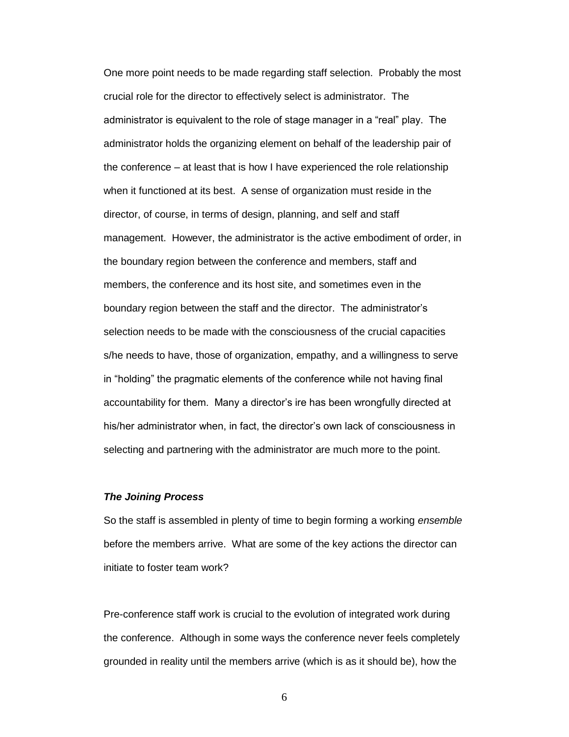One more point needs to be made regarding staff selection. Probably the most crucial role for the director to effectively select is administrator. The administrator is equivalent to the role of stage manager in a "real" play. The administrator holds the organizing element on behalf of the leadership pair of the conference – at least that is how I have experienced the role relationship when it functioned at its best. A sense of organization must reside in the director, of course, in terms of design, planning, and self and staff management. However, the administrator is the active embodiment of order, in the boundary region between the conference and members, staff and members, the conference and its host site, and sometimes even in the boundary region between the staff and the director. The administrator's selection needs to be made with the consciousness of the crucial capacities s/he needs to have, those of organization, empathy, and a willingness to serve in "holding" the pragmatic elements of the conference while not having final accountability for them. Many a director's ire has been wrongfully directed at his/her administrator when, in fact, the director's own lack of consciousness in selecting and partnering with the administrator are much more to the point.

### ***The Joining Process***

So the staff is assembled in plenty of time to begin forming a working *ensemble* before the members arrive. What are some of the key actions the director can initiate to foster team work?

Pre-conference staff work is crucial to the evolution of integrated work during the conference. Although in some ways the conference never feels completely grounded in reality until the members arrive (which is as it should be), how the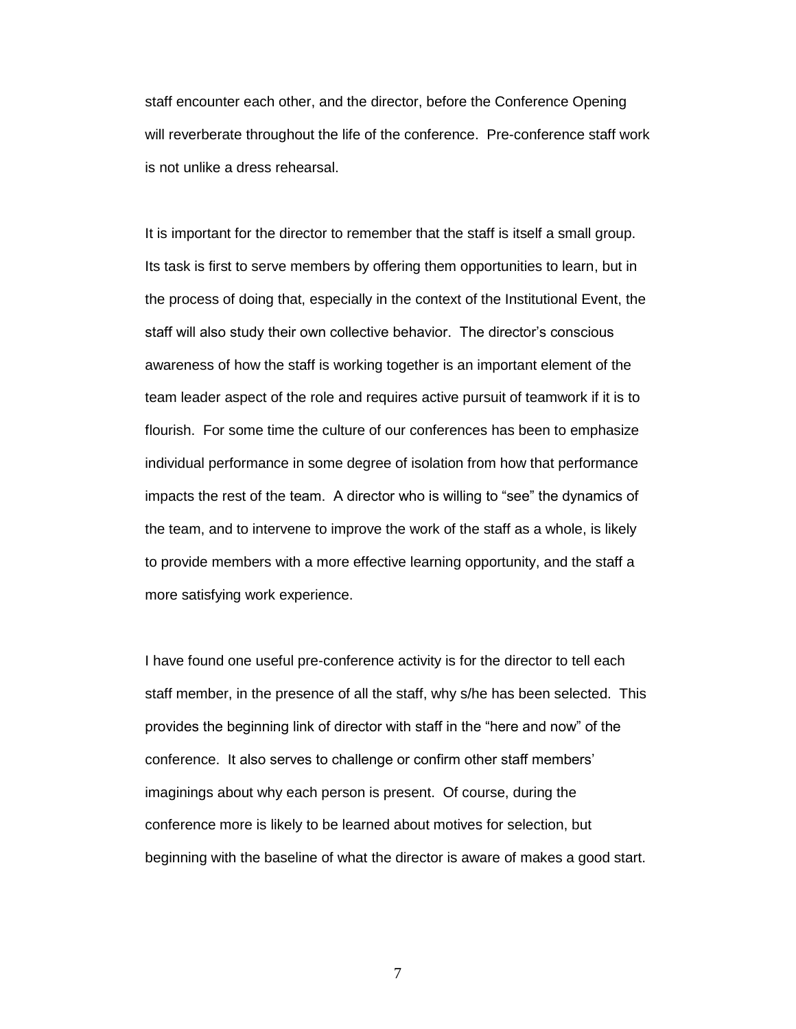staff encounter each other, and the director, before the Conference Opening will reverberate throughout the life of the conference. Pre-conference staff work is not unlike a dress rehearsal.

It is important for the director to remember that the staff is itself a small group. Its task is first to serve members by offering them opportunities to learn, but in the process of doing that, especially in the context of the Institutional Event, the staff will also study their own collective behavior. The director's conscious awareness of how the staff is working together is an important element of the team leader aspect of the role and requires active pursuit of teamwork if it is to flourish. For some time the culture of our conferences has been to emphasize individual performance in some degree of isolation from how that performance impacts the rest of the team. A director who is willing to "see" the dynamics of the team, and to intervene to improve the work of the staff as a whole, is likely to provide members with a more effective learning opportunity, and the staff a more satisfying work experience.

I have found one useful pre-conference activity is for the director to tell each staff member, in the presence of all the staff, why s/he has been selected. This provides the beginning link of director with staff in the "here and now" of the conference. It also serves to challenge or confirm other staff members' imaginings about why each person is present. Of course, during the conference more is likely to be learned about motives for selection, but beginning with the baseline of what the director is aware of makes a good start.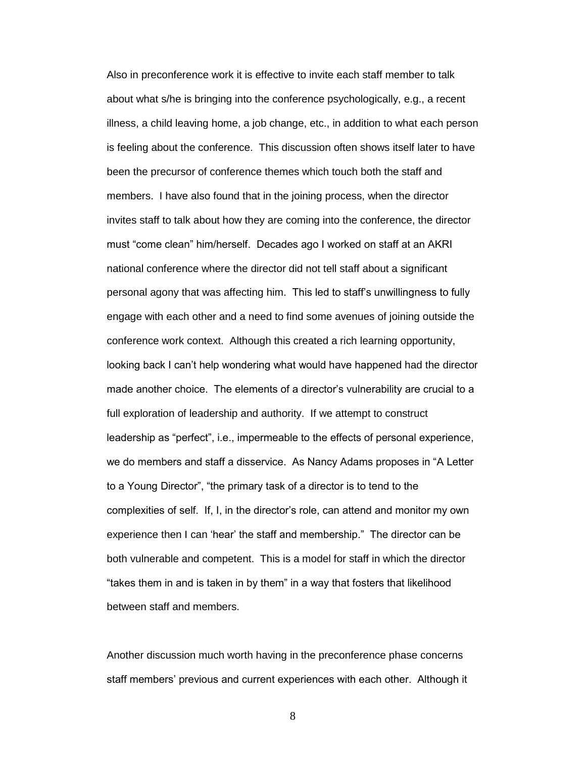Also in preconference work it is effective to invite each staff member to talk about what s/he is bringing into the conference psychologically, e.g., a recent illness, a child leaving home, a job change, etc., in addition to what each person is feeling about the conference. This discussion often shows itself later to have been the precursor of conference themes which touch both the staff and members. I have also found that in the joining process, when the director invites staff to talk about how they are coming into the conference, the director must "come clean" him/herself. Decades ago I worked on staff at an AKRI national conference where the director did not tell staff about a significant personal agony that was affecting him. This led to staff's unwillingness to fully engage with each other and a need to find some avenues of joining outside the conference work context. Although this created a rich learning opportunity, looking back I can't help wondering what would have happened had the director made another choice. The elements of a director's vulnerability are crucial to a full exploration of leadership and authority. If we attempt to construct leadership as "perfect", i.e., impermeable to the effects of personal experience, we do members and staff a disservice. As Nancy Adams proposes in "A Letter to a Young Director", "the primary task of a director is to tend to the complexities of self. If, I, in the director's role, can attend and monitor my own experience then I can 'hear' the staff and membership." The director can be both vulnerable and competent. This is a model for staff in which the director "takes them in and is taken in by them" in a way that fosters that likelihood between staff and members.

Another discussion much worth having in the preconference phase concerns staff members' previous and current experiences with each other. Although it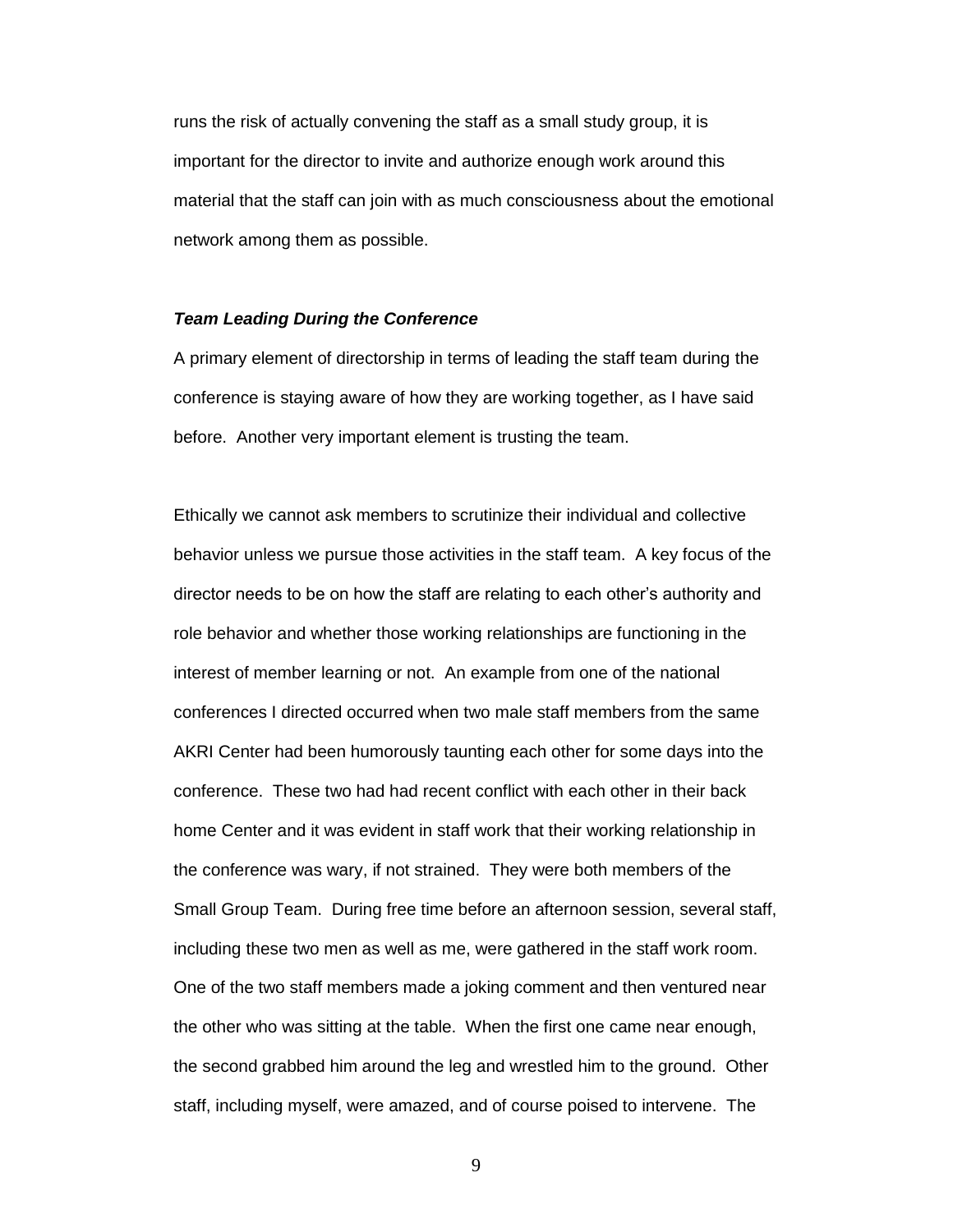runs the risk of actually convening the staff as a small study group, it is important for the director to invite and authorize enough work around this material that the staff can join with as much consciousness about the emotional network among them as possible.

### *Team Leading During the Conference*

A primary element of directorship in terms of leading the staff team during the conference is staying aware of how they are working together, as I have said before. Another very important element is trusting the team.

Ethically we cannot ask members to scrutinize their individual and collective behavior unless we pursue those activities in the staff team. A key focus of the director needs to be on how the staff are relating to each other's authority and role behavior and whether those working relationships are functioning in the interest of member learning or not. An example from one of the national conferences I directed occurred when two male staff members from the same AKRI Center had been humorously taunting each other for some days into the conference. These two had had recent conflict with each other in their back home Center and it was evident in staff work that their working relationship in the conference was wary, if not strained. They were both members of the Small Group Team. During free time before an afternoon session, several staff, including these two men as well as me, were gathered in the staff work room. One of the two staff members made a joking comment and then ventured near the other who was sitting at the table. When the first one came near enough, the second grabbed him around the leg and wrestled him to the ground. Other staff, including myself, were amazed, and of course poised to intervene. The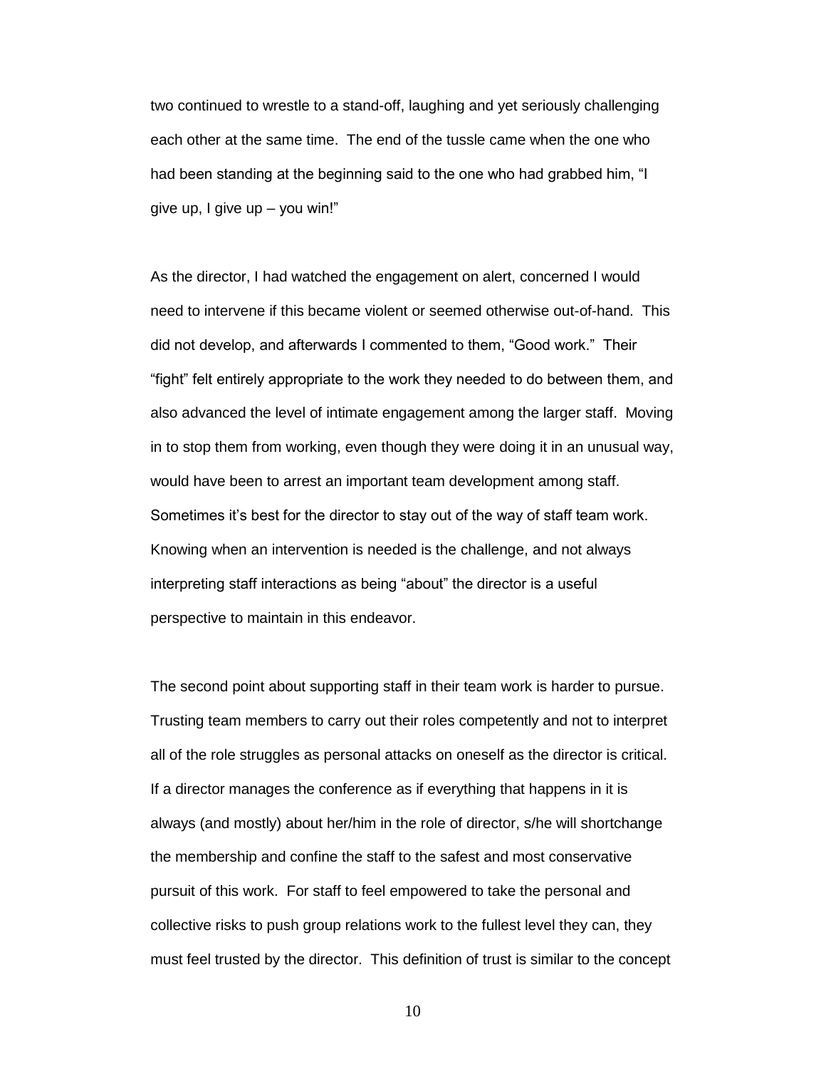two continued to wrestle to a stand-off, laughing and yet seriously challenging each other at the same time. The end of the tussle came when the one who had been standing at the beginning said to the one who had grabbed him, "I give up, I give up – you win!"

As the director, I had watched the engagement on alert, concerned I would need to intervene if this became violent or seemed otherwise out-of-hand. This did not develop, and afterwards I commented to them, "Good work." Their "fight" felt entirely appropriate to the work they needed to do between them, and also advanced the level of intimate engagement among the larger staff. Moving in to stop them from working, even though they were doing it in an unusual way, would have been to arrest an important team development among staff. Sometimes it's best for the director to stay out of the way of staff team work. Knowing when an intervention is needed is the challenge, and not always interpreting staff interactions as being "about" the director is a useful perspective to maintain in this endeavor.

The second point about supporting staff in their team work is harder to pursue. Trusting team members to carry out their roles competently and not to interpret all of the role struggles as personal attacks on oneself as the director is critical. If a director manages the conference as if everything that happens in it is always (and mostly) about her/him in the role of director, s/he will shortchange the membership and confine the staff to the safest and most conservative pursuit of this work. For staff to feel empowered to take the personal and collective risks to push group relations work to the fullest level they can, they must feel trusted by the director. This definition of trust is similar to the concept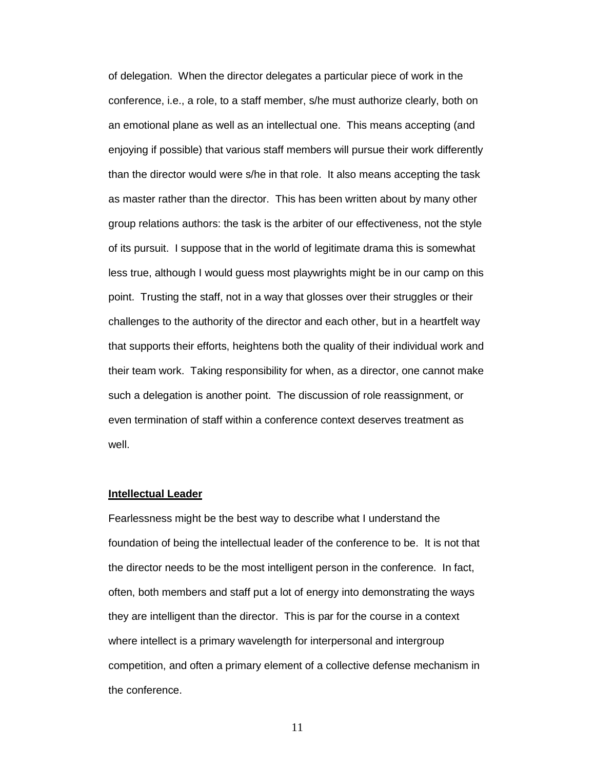of delegation. When the director delegates a particular piece of work in the conference, i.e., a role, to a staff member, s/he must authorize clearly, both on an emotional plane as well as an intellectual one. This means accepting (and enjoying if possible) that various staff members will pursue their work differently than the director would were s/he in that role. It also means accepting the task as master rather than the director. This has been written about by many other group relations authors: the task is the arbiter of our effectiveness, not the style of its pursuit. I suppose that in the world of legitimate drama this is somewhat less true, although I would guess most playwrights might be in our camp on this point. Trusting the staff, not in a way that glosses over their struggles or their challenges to the authority of the director and each other, but in a heartfelt way that supports their efforts, heightens both the quality of their individual work and their team work. Taking responsibility for when, as a director, one cannot make such a delegation is another point. The discussion of role reassignment, or even termination of staff within a conference context deserves treatment as well.

**Intellectual Leader**

Fearlessness might be the best way to describe what I understand the foundation of being the intellectual leader of the conference to be. It is not that the director needs to be the most intelligent person in the conference. In fact, often, both members and staff put a lot of energy into demonstrating the ways they are intelligent than the director. This is par for the course in a context where intellect is a primary wavelength for interpersonal and intergroup competition, and often a primary element of a collective defense mechanism in the conference.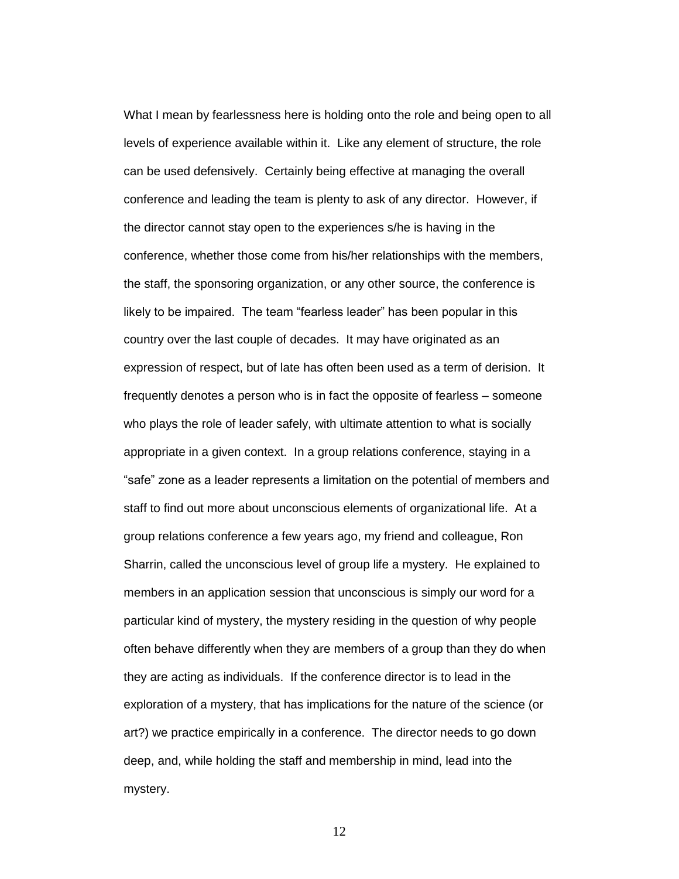What I mean by fearlessness here is holding onto the role and being open to all levels of experience available within it. Like any element of structure, the role can be used defensively. Certainly being effective at managing the overall conference and leading the team is plenty to ask of any director. However, if the director cannot stay open to the experiences s/he is having in the conference, whether those come from his/her relationships with the members, the staff, the sponsoring organization, or any other source, the conference is likely to be impaired. The team "fearless leader" has been popular in this country over the last couple of decades. It may have originated as an expression of respect, but of late has often been used as a term of derision. It frequently denotes a person who is in fact the opposite of fearless – someone who plays the role of leader safely, with ultimate attention to what is socially appropriate in a given context. In a group relations conference, staying in a "safe" zone as a leader represents a limitation on the potential of members and staff to find out more about unconscious elements of organizational life. At a group relations conference a few years ago, my friend and colleague, Ron Sharrin, called the unconscious level of group life a mystery. He explained to members in an application session that unconscious is simply our word for a particular kind of mystery, the mystery residing in the question of why people often behave differently when they are members of a group than they do when they are acting as individuals. If the conference director is to lead in the exploration of a mystery, that has implications for the nature of the science (or art?) we practice empirically in a conference. The director needs to go down deep, and, while holding the staff and membership in mind, lead into the mystery.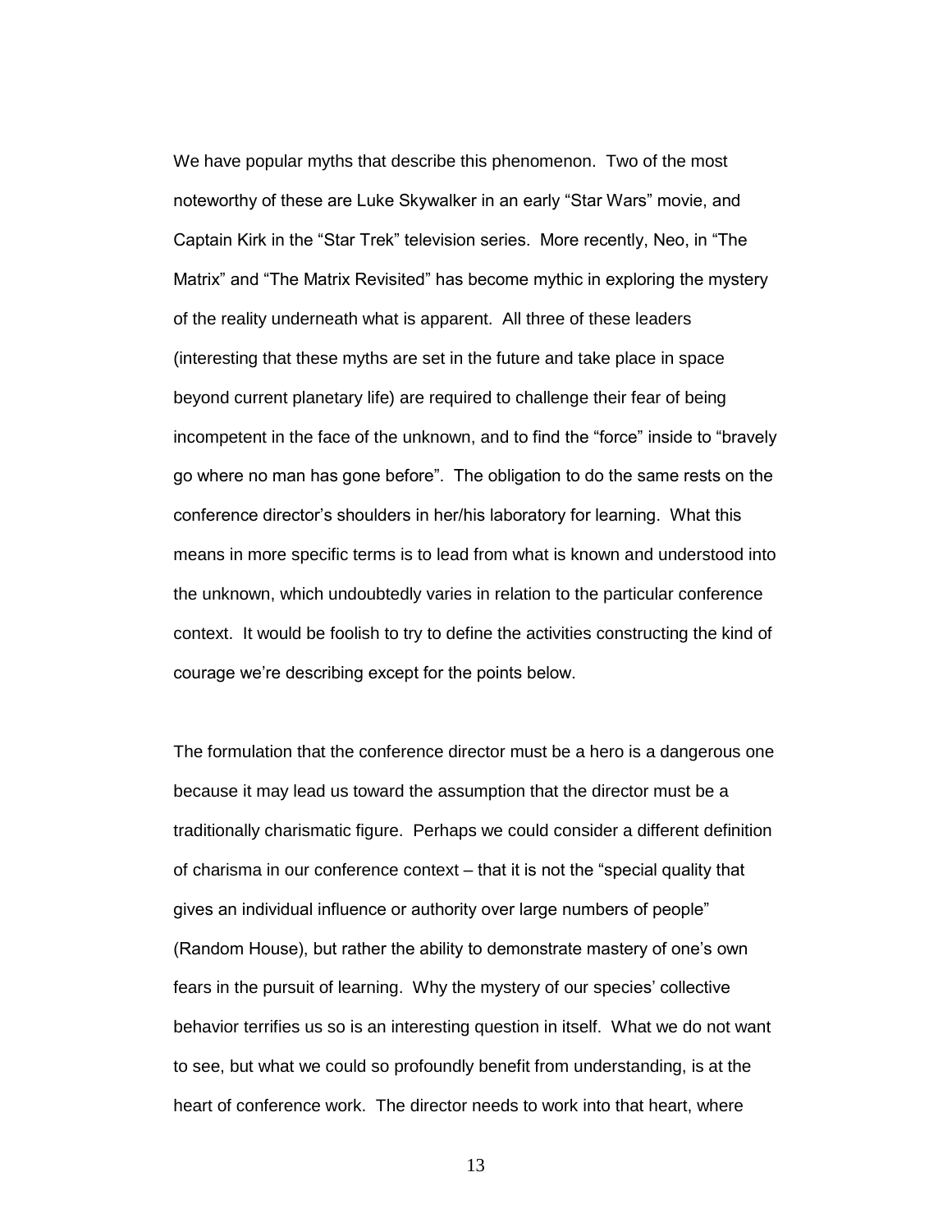We have popular myths that describe this phenomenon. Two of the most noteworthy of these are Luke Skywalker in an early "Star Wars" movie, and Captain Kirk in the "Star Trek" television series. More recently, Neo, in "The Matrix" and "The Matrix Revisited" has become mythic in exploring the mystery of the reality underneath what is apparent. All three of these leaders (interesting that these myths are set in the future and take place in space beyond current planetary life) are required to challenge their fear of being incompetent in the face of the unknown, and to find the "force" inside to "bravely go where no man has gone before". The obligation to do the same rests on the conference director's shoulders in her/his laboratory for learning. What this means in more specific terms is to lead from what is known and understood into the unknown, which undoubtedly varies in relation to the particular conference context. It would be foolish to try to define the activities constructing the kind of courage we're describing except for the points below.

The formulation that the conference director must be a hero is a dangerous one because it may lead us toward the assumption that the director must be a traditionally charismatic figure. Perhaps we could consider a different definition of charisma in our conference context – that it is not the "special quality that gives an individual influence or authority over large numbers of people" (Random House), but rather the ability to demonstrate mastery of one's own fears in the pursuit of learning. Why the mystery of our species' collective behavior terrifies us so is an interesting question in itself. What we do not want to see, but what we could so profoundly benefit from understanding, is at the heart of conference work. The director needs to work into that heart, where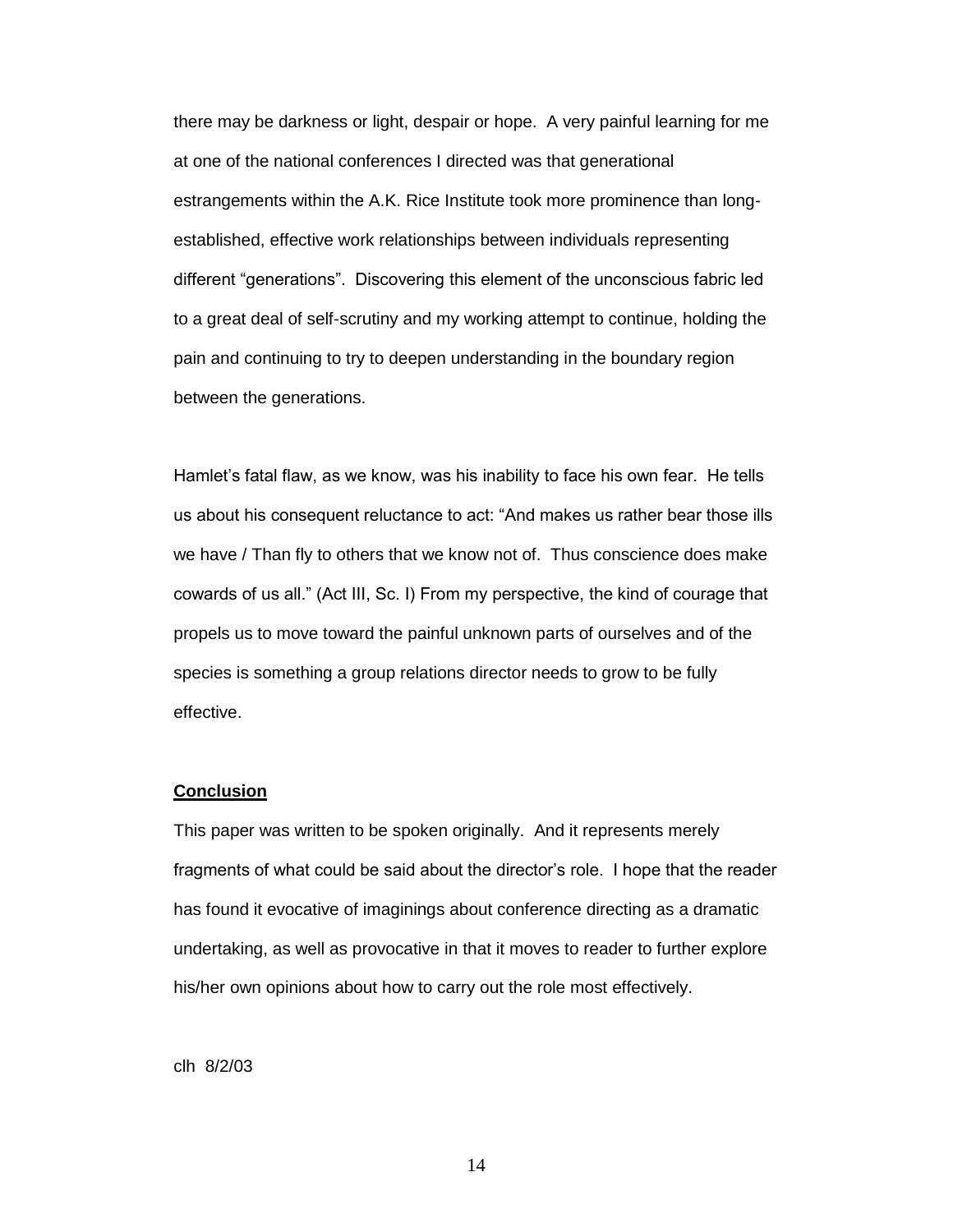there may be darkness or light, despair or hope. A very painful learning for me at one of the national conferences I directed was that generational estrangements within the A.K. Rice Institute took more prominence than long-established, effective work relationships between individuals representing different "generations". Discovering this element of the unconscious fabric led to a great deal of self-scrutiny and my working attempt to continue, holding the pain and continuing to try to deepen understanding in the boundary region between the generations.

Hamlet's fatal flaw, as we know, was his inability to face his own fear. He tells us about his consequent reluctance to act: "And makes us rather bear those ills we have / Than fly to others that we know not of. Thus conscience does make cowards of us all." (Act III, Sc. I) From my perspective, the kind of courage that propels us to move toward the painful unknown parts of ourselves and of the species is something a group relations director needs to grow to be fully effective.

## Conclusion

This paper was written to be spoken originally. And it represents merely fragments of what could be said about the director's role. I hope that the reader has found it evocative of imaginings about conference directing as a dramatic undertaking, as well as provocative in that it moves to reader to further explore his/her own opinions about how to carry out the role most effectively.

clh 8/2/03